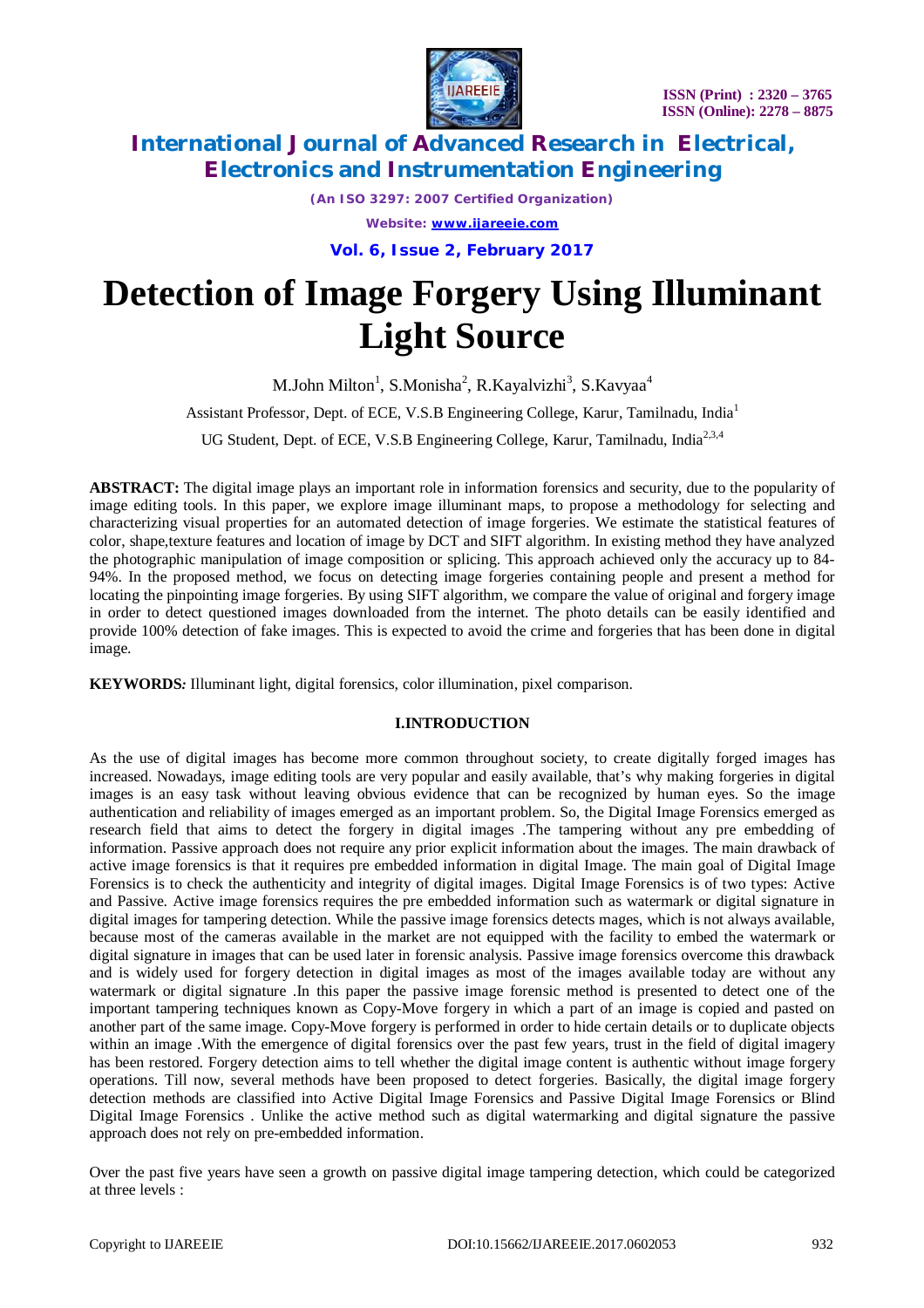# Detection of Image Forgery Using Illuminant Light Source

M.John Milton[1], S.Monisha[2], R.Kayalvizhi[3], S.Kavyaa[4]

Assistant Professor, Dept. of ECE, V.S.B Engineering College, Karur, Tamilnadu, India[1]

UG Student, Dept. of ECE, V.S.B Engineering College, Karur, Tamilnadu, India[2,3,4]

**ABSTRACT:** The digital image plays an important role in information forensics and security, due to the popularity of image editing tools. In this paper, we explore image illuminant maps, to propose a methodology for selecting and characterizing visual properties for an automated detection of image forgeries. We estimate the statistical features of color, shape,texture features and location of image by DCT and SIFT algorithm. In existing method they have analyzed the photographic manipulation of image composition or splicing. This approach achieved only the accuracy up to 84-94%. In the proposed method, we focus on detecting image forgeries containing people and present a method for locating the pinpointing image forgeries. By using SIFT algorithm, we compare the value of original and forgery image in order to detect questioned images downloaded from the internet. The photo details can be easily identified and provide 100% detection of fake images. This is expected to avoid the crime and forgeries that has been done in digital image.

**KEYWORDS:** Illuminant light, digital forensics, color illumination, pixel comparison.

## I.INTRODUCTION

As the use of digital images has become more common throughout society, to create digitally forged images has increased. Nowadays, image editing tools are very popular and easily available, that's why making forgeries in digital images is an easy task without leaving obvious evidence that can be recognized by human eyes. So the image authentication and reliability of images emerged as an important problem. So, the Digital Image Forensics emerged as research field that aims to detect the forgery in digital images .The tampering without any pre embedding of information. Passive approach does not require any prior explicit information about the images. The main drawback of active image forensics is that it requires pre embedded information in digital Image. The main goal of Digital Image Forensics is to check the authenticity and integrity of digital images. Digital Image Forensics is of two types: Active and Passive. Active image forensics requires the pre embedded information such as watermark or digital signature in digital images for tampering detection. While the passive image forensics detects mages, which is not always available, because most of the cameras available in the market are not equipped with the facility to embed the watermark or digital signature in images that can be used later in forensic analysis. Passive image forensics overcome this drawback and is widely used for forgery detection in digital images as most of the images available today are without any watermark or digital signature .In this paper the passive image forensic method is presented to detect one of the important tampering techniques known as Copy-Move forgery in which a part of an image is copied and pasted on another part of the same image. Copy-Move forgery is performed in order to hide certain details or to duplicate objects within an image .With the emergence of digital forensics over the past few years, trust in the field of digital imagery has been restored. Forgery detection aims to tell whether the digital image content is authentic without image forgery operations. Till now, several methods have been proposed to detect forgeries. Basically, the digital image forgery detection methods are classified into Active Digital Image Forensics and Passive Digital Image Forensics or Blind Digital Image Forensics . Unlike the active method such as digital watermarking and digital signature the passive approach does not rely on pre-embedded information.

Over the past five years have seen a growth on passive digital image tampering detection, which could be categorized at three levels :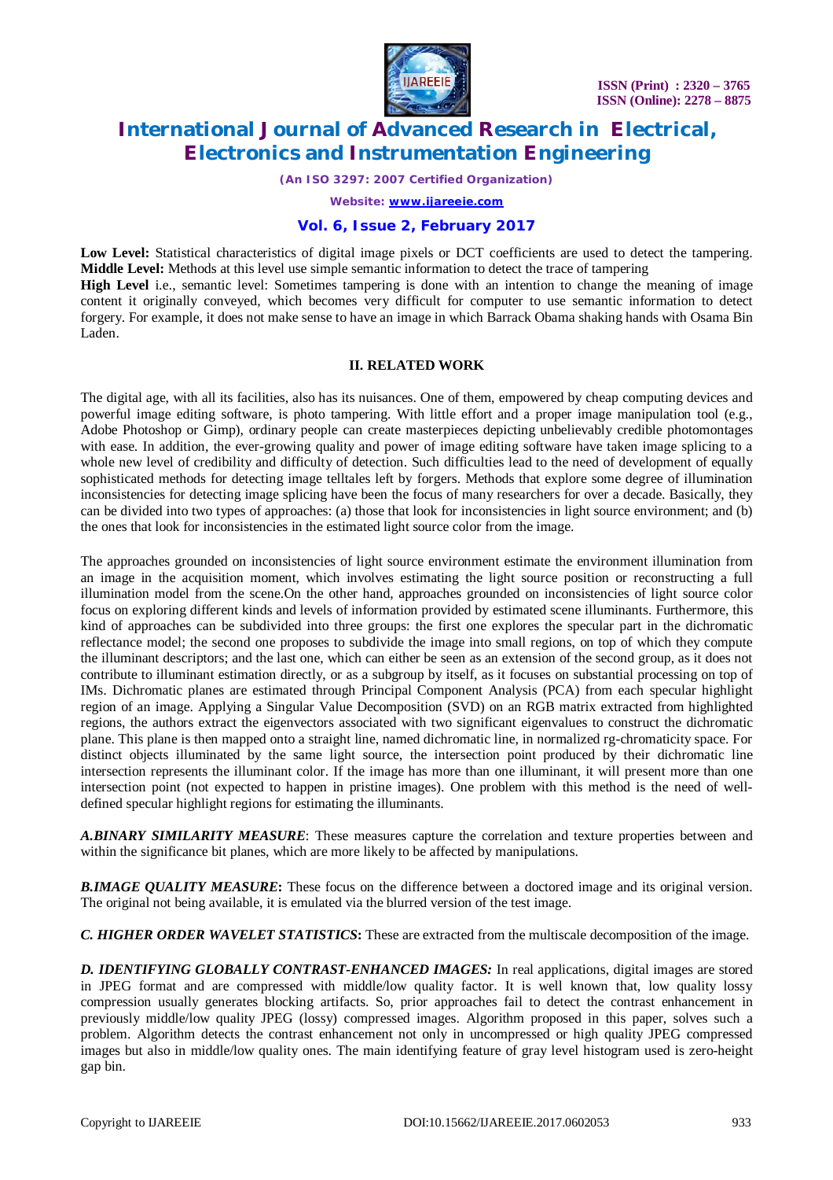**Low Level:** Statistical characteristics of digital image pixels or DCT coefficients are used to detect the tampering.
**Middle Level:** Methods at this level use simple semantic information to detect the trace of tampering
**High Level** i.e., semantic level: Sometimes tampering is done with an intention to change the meaning of image content it originally conveyed, which becomes very difficult for computer to use semantic information to detect forgery. For example, it does not make sense to have an image in which Barrack Obama shaking hands with Osama Bin Laden.

## II. RELATED WORK

The digital age, with all its facilities, also has its nuisances. One of them, empowered by cheap computing devices and powerful image editing software, is photo tampering. With little effort and a proper image manipulation tool (e.g., Adobe Photoshop or Gimp), ordinary people can create masterpieces depicting unbelievably credible photomontages with ease. In addition, the ever-growing quality and power of image editing software have taken image splicing to a whole new level of credibility and difficulty of detection. Such difficulties lead to the need of development of equally sophisticated methods for detecting image telltales left by forgers. Methods that explore some degree of illumination inconsistencies for detecting image splicing have been the focus of many researchers for over a decade. Basically, they can be divided into two types of approaches: (a) those that look for inconsistencies in light source environment; and (b) the ones that look for inconsistencies in the estimated light source color from the image.

The approaches grounded on inconsistencies of light source environment estimate the environment illumination from an image in the acquisition moment, which involves estimating the light source position or reconstructing a full illumination model from the scene.On the other hand, approaches grounded on inconsistencies of light source color focus on exploring different kinds and levels of information provided by estimated scene illuminants. Furthermore, this kind of approaches can be subdivided into three groups: the first one explores the specular part in the dichromatic reflectance model; the second one proposes to subdivide the image into small regions, on top of which they compute the illuminant descriptors; and the last one, which can either be seen as an extension of the second group, as it does not contribute to illuminant estimation directly, or as a subgroup by itself, as it focuses on substantial processing on top of IMs. Dichromatic planes are estimated through Principal Component Analysis (PCA) from each specular highlight region of an image. Applying a Singular Value Decomposition (SVD) on an RGB matrix extracted from highlighted regions, the authors extract the eigenvectors associated with two significant eigenvalues to construct the dichromatic plane. This plane is then mapped onto a straight line, named dichromatic line, in normalized rg-chromaticity space. For distinct objects illuminated by the same light source, the intersection point produced by their dichromatic line intersection represents the illuminant color. If the image has more than one illuminant, it will present more than one intersection point (not expected to happen in pristine images). One problem with this method is the need of well-defined specular highlight regions for estimating the illuminants.

***A.BINARY SIMILARITY MEASURE***: These measures capture the correlation and texture properties between and within the significance bit planes, which are more likely to be affected by manipulations.

***B.IMAGE QUALITY MEASURE*****:** These focus on the difference between a doctored image and its original version. The original not being available, it is emulated via the blurred version of the test image.

***C. HIGHER ORDER WAVELET STATISTICS*****:** These are extracted from the multiscale decomposition of the image.

***D. IDENTIFYING GLOBALLY CONTRAST-ENHANCED IMAGES:*** In real applications, digital images are stored in JPEG format and are compressed with middle/low quality factor. It is well known that, low quality lossy compression usually generates blocking artifacts. So, prior approaches fail to detect the contrast enhancement in previously middle/low quality JPEG (lossy) compressed images. Algorithm proposed in this paper, solves such a problem. Algorithm detects the contrast enhancement not only in uncompressed or high quality JPEG compressed images but also in middle/low quality ones. The main identifying feature of gray level histogram used is zero-height gap bin.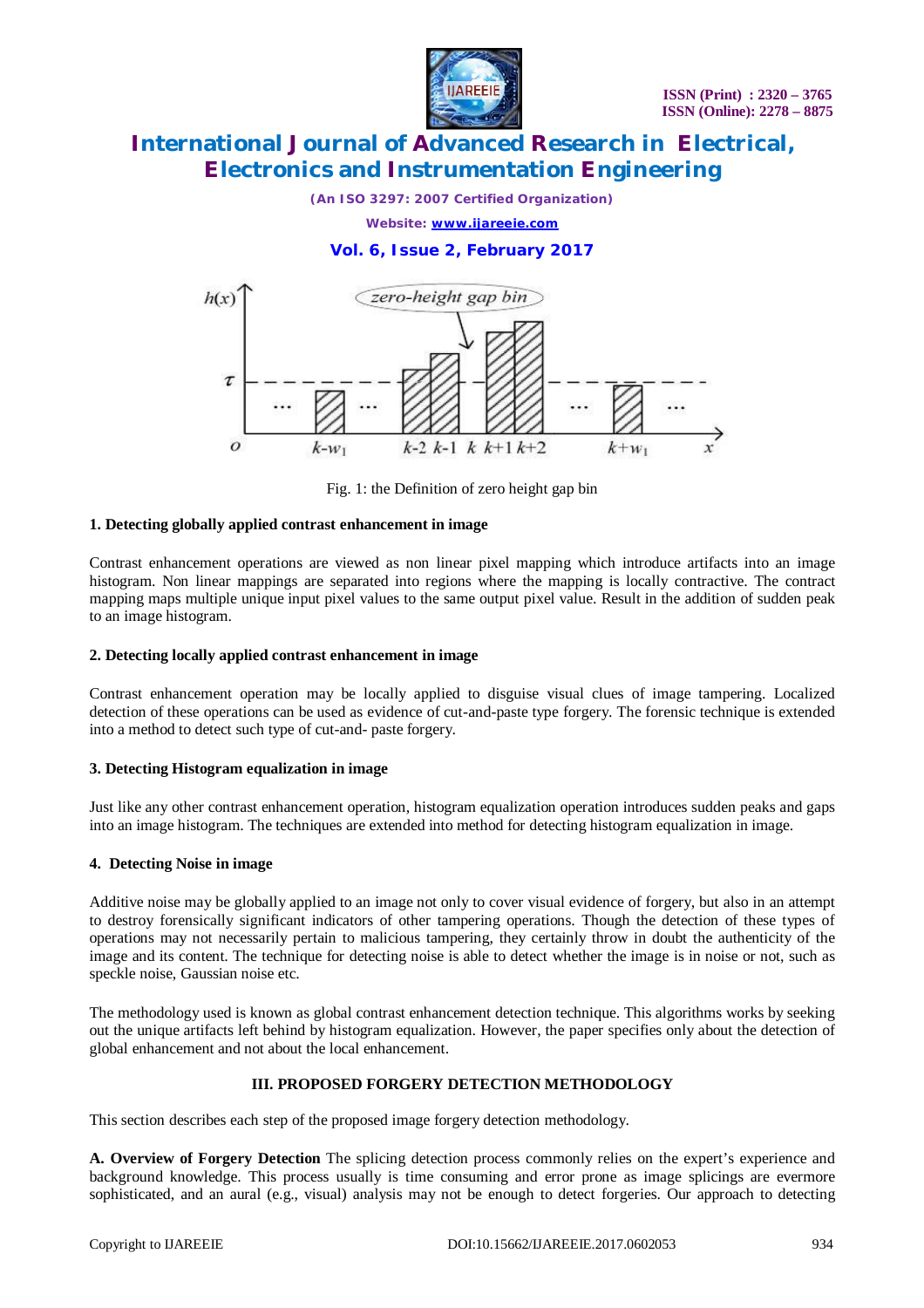Fig. 1: the Definition of zero height gap bin

**1. Detecting globally applied contrast enhancement in image**

Contrast enhancement operations are viewed as non linear pixel mapping which introduce artifacts into an image histogram. Non linear mappings are separated into regions where the mapping is locally contractive. The contract mapping maps multiple unique input pixel values to the same output pixel value. Result in the addition of sudden peak to an image histogram.

**2. Detecting locally applied contrast enhancement in image**

Contrast enhancement operation may be locally applied to disguise visual clues of image tampering. Localized detection of these operations can be used as evidence of cut-and-paste type forgery. The forensic technique is extended into a method to detect such type of cut-and- paste forgery.

**3. Detecting Histogram equalization in image**

Just like any other contrast enhancement operation, histogram equalization operation introduces sudden peaks and gaps into an image histogram. The techniques are extended into method for detecting histogram equalization in image.

**4. Detecting Noise in image**

Additive noise may be globally applied to an image not only to cover visual evidence of forgery, but also in an attempt to destroy forensically significant indicators of other tampering operations. Though the detection of these types of operations may not necessarily pertain to malicious tampering, they certainly throw in doubt the authenticity of the image and its content. The technique for detecting noise is able to detect whether the image is in noise or not, such as speckle noise, Gaussian noise etc.

The methodology used is known as global contrast enhancement detection technique. This algorithms works by seeking out the unique artifacts left behind by histogram equalization. However, the paper specifies only about the detection of global enhancement and not about the local enhancement.

## III. PROPOSED FORGERY DETECTION METHODOLOGY

This section describes each step of the proposed image forgery detection methodology.

**A. Overview of Forgery Detection** The splicing detection process commonly relies on the expert's experience and background knowledge. This process usually is time consuming and error prone as image splicings are evermore sophisticated, and an aural (e.g., visual) analysis may not be enough to detect forgeries. Our approach to detecting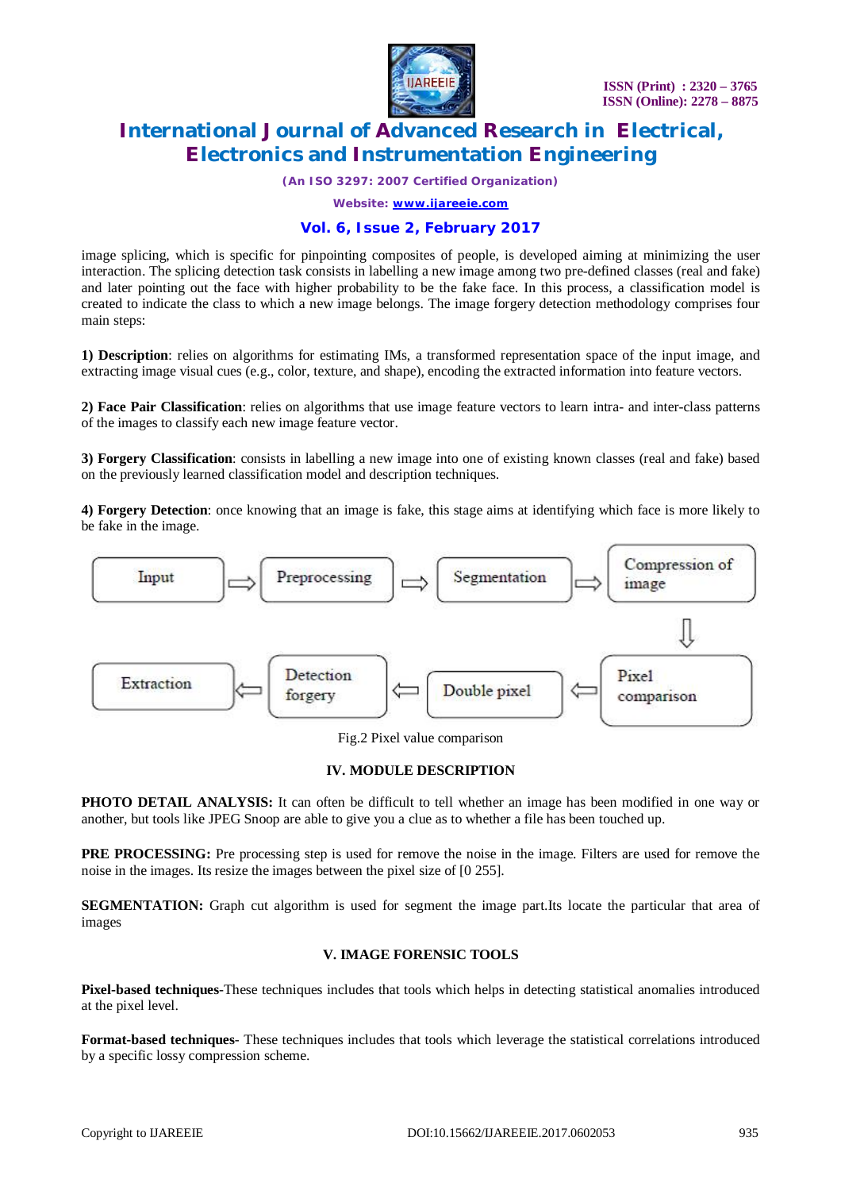image splicing, which is specific for pinpointing composites of people, is developed aiming at minimizing the user interaction. The splicing detection task consists in labelling a new image among two pre-defined classes (real and fake) and later pointing out the face with higher probability to be the fake face. In this process, a classification model is created to indicate the class to which a new image belongs. The image forgery detection methodology comprises four main steps:

**1) Description**: relies on algorithms for estimating IMs, a transformed representation space of the input image, and extracting image visual cues (e.g., color, texture, and shape), encoding the extracted information into feature vectors.

**2) Face Pair Classification**: relies on algorithms that use image feature vectors to learn intra- and inter-class patterns of the images to classify each new image feature vector.

**3) Forgery Classification**: consists in labelling a new image into one of existing known classes (real and fake) based on the previously learned classification model and description techniques.

**4) Forgery Detection**: once knowing that an image is fake, this stage aims at identifying which face is more likely to be fake in the image.

Input ⇨ Preprocessing ⇨ Segmentation ⇨ Compression of image ⇩ Pixel comparison ⇦ Double pixel ⇦ Detection forgery ⇦ Extraction

Fig.2 Pixel value comparison

## IV. MODULE DESCRIPTION

**PHOTO DETAIL ANALYSIS:** It can often be difficult to tell whether an image has been modified in one way or another, but tools like JPEG Snoop are able to give you a clue as to whether a file has been touched up.

**PRE PROCESSING:** Pre processing step is used for remove the noise in the image. Filters are used for remove the noise in the images. Its resize the images between the pixel size of [0 255].

**SEGMENTATION:** Graph cut algorithm is used for segment the image part.Its locate the particular that area of images

## V. IMAGE FORENSIC TOOLS

**Pixel-based techniques**-These techniques includes that tools which helps in detecting statistical anomalies introduced at the pixel level.

**Format-based techniques**- These techniques includes that tools which leverage the statistical correlations introduced by a specific lossy compression scheme.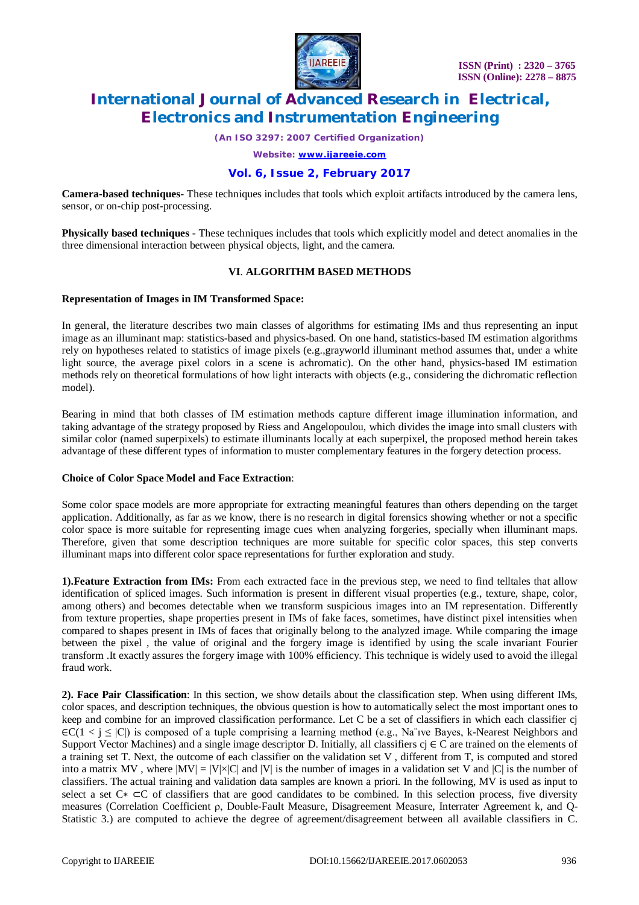**Camera-based techniques**- These techniques includes that tools which exploit artifacts introduced by the camera lens, sensor, or on-chip post-processing.

**Physically based techniques** - These techniques includes that tools which explicitly model and detect anomalies in the three dimensional interaction between physical objects, light, and the camera.

## VI. ALGORITHM BASED METHODS

**Representation of Images in IM Transformed Space:**

In general, the literature describes two main classes of algorithms for estimating IMs and thus representing an input image as an illuminant map: statistics-based and physics-based. On one hand, statistics-based IM estimation algorithms rely on hypotheses related to statistics of image pixels (e.g.,grayworld illuminant method assumes that, under a white light source, the average pixel colors in a scene is achromatic). On the other hand, physics-based IM estimation methods rely on theoretical formulations of how light interacts with objects (e.g., considering the dichromatic reflection model).

Bearing in mind that both classes of IM estimation methods capture different image illumination information, and taking advantage of the strategy proposed by Riess and Angelopoulou, which divides the image into small clusters with similar color (named superpixels) to estimate illuminants locally at each superpixel, the proposed method herein takes advantage of these different types of information to muster complementary features in the forgery detection process.

**Choice of Color Space Model and Face Extraction**:

Some color space models are more appropriate for extracting meaningful features than others depending on the target application. Additionally, as far as we know, there is no research in digital forensics showing whether or not a specific color space is more suitable for representing image cues when analyzing forgeries, specially when illuminant maps. Therefore, given that some description techniques are more suitable for specific color spaces, this step converts illuminant maps into different color space representations for further exploration and study.

**1).Feature Extraction from IMs:** From each extracted face in the previous step, we need to find telltales that allow identification of spliced images. Such information is present in different visual properties (e.g., texture, shape, color, among others) and becomes detectable when we transform suspicious images into an IM representation. Differently from texture properties, shape properties present in IMs of fake faces, sometimes, have distinct pixel intensities when compared to shapes present in IMs of faces that originally belong to the analyzed image. While comparing the image between the pixel , the value of original and the forgery image is identified by using the scale invariant Fourier transform .It exactly assures the forgery image with 100% efficiency. This technique is widely used to avoid the illegal fraud work.

**2). Face Pair Classification**: In this section, we show details about the classification step. When using different IMs, color spaces, and description techniques, the obvious question is how to automatically select the most important ones to keep and combine for an improved classification performance. Let C be a set of classifiers in which each classifier $c_j \in C (1 < j \leq |C|)$ is composed of a tuple comprising a learning method (e.g., Na¨ıve Bayes, k-Nearest Neighbors and Support Vector Machines) and a single image descriptor D. Initially, all classifiers $c_j \in C$ are trained on the elements of a training set T. Next, the outcome of each classifier on the validation set V , different from T, is computed and stored into a matrix MV , where $|MV| = |V|\times|C|$ and $|V|$ is the number of images in a validation set V and $|C|$ is the number of classifiers. The actual training and validation data samples are known a priori. In the following, MV is used as input to select a set $C^* \subset C$ of classifiers that are good candidates to be combined. In this selection process, five diversity measures (Correlation Coefficient ρ, Double-Fault Measure, Disagreement Measure, Interrater Agreement k, and Q-Statistic 3.) are computed to achieve the degree of agreement/disagreement between all available classifiers in C.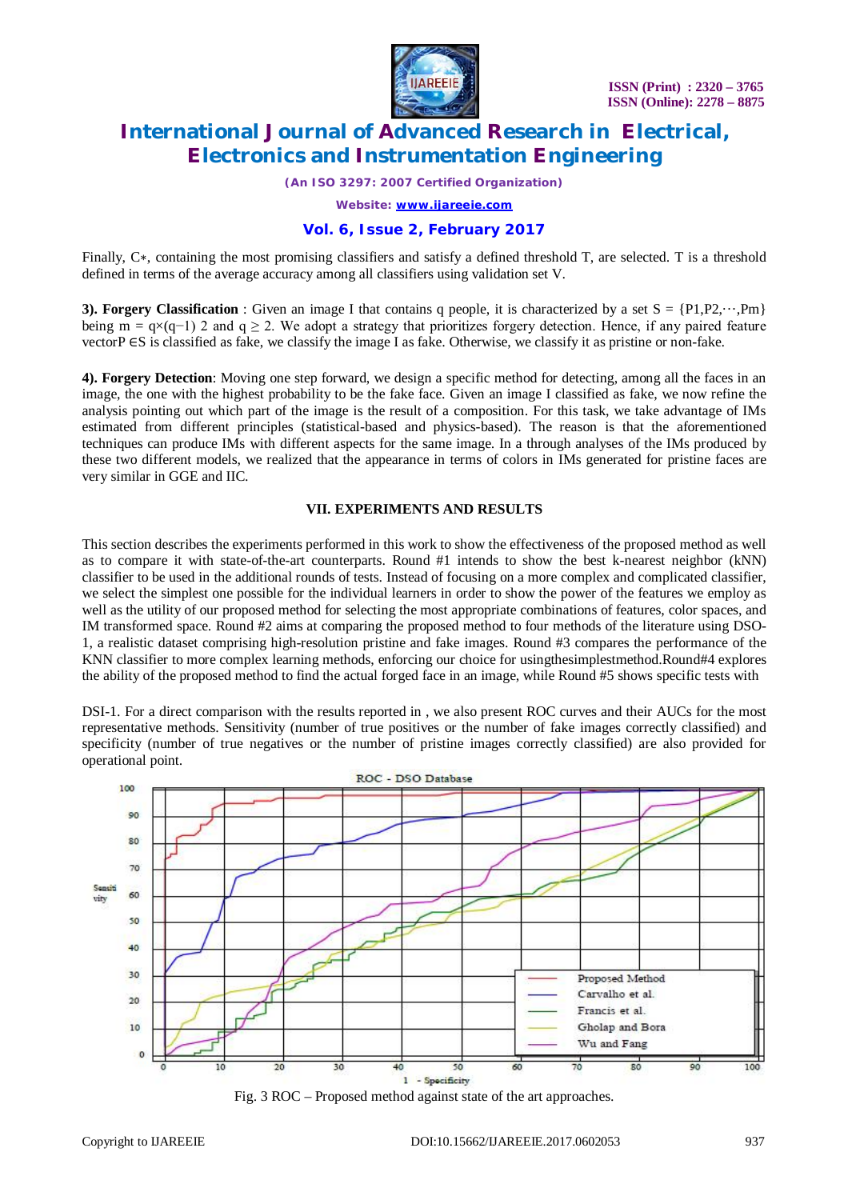Finally, C∗, containing the most promising classifiers and satisfy a defined threshold T, are selected. T is a threshold defined in terms of the average accuracy among all classifiers using validation set V.

**3). Forgery Classification** : Given an image I that contains q people, it is characterized by a set $S = \{P1,P2,\cdots,Pm\}$ being $m = q\times(q-1)$ 2 and $q \geq 2$. We adopt a strategy that prioritizes forgery detection. Hence, if any paired feature vector$P \in S$ is classified as fake, we classify the image I as fake. Otherwise, we classify it as pristine or non-fake.

**4). Forgery Detection**: Moving one step forward, we design a specific method for detecting, among all the faces in an image, the one with the highest probability to be the fake face. Given an image I classified as fake, we now refine the analysis pointing out which part of the image is the result of a composition. For this task, we take advantage of IMs estimated from different principles (statistical-based and physics-based). The reason is that the aforementioned techniques can produce IMs with different aspects for the same image. In a through analyses of the IMs produced by these two different models, we realized that the appearance in terms of colors in IMs generated for pristine faces are very similar in GGE and IIC.

## VII. EXPERIMENTS AND RESULTS

This section describes the experiments performed in this work to show the effectiveness of the proposed method as well as to compare it with state-of-the-art counterparts. Round #1 intends to show the best k-nearest neighbor (kNN) classifier to be used in the additional rounds of tests. Instead of focusing on a more complex and complicated classifier, we select the simplest one possible for the individual learners in order to show the power of the features we employ as well as the utility of our proposed method for selecting the most appropriate combinations of features, color spaces, and IM transformed space. Round #2 aims at comparing the proposed method to four methods of the literature using DSO-1, a realistic dataset comprising high-resolution pristine and fake images. Round #3 compares the performance of the KNN classifier to more complex learning methods, enforcing our choice for usingthesimplestmethod.Round#4 explores the ability of the proposed method to find the actual forged face in an image, while Round #5 shows specific tests with

DSI-1. For a direct comparison with the results reported in , we also present ROC curves and their AUCs for the most representative methods. Sensitivity (number of true positives or the number of fake images correctly classified) and specificity (number of true negatives or the number of pristine images correctly classified) are also provided for operational point.

Fig. 3 ROC – Proposed method against state of the art approaches.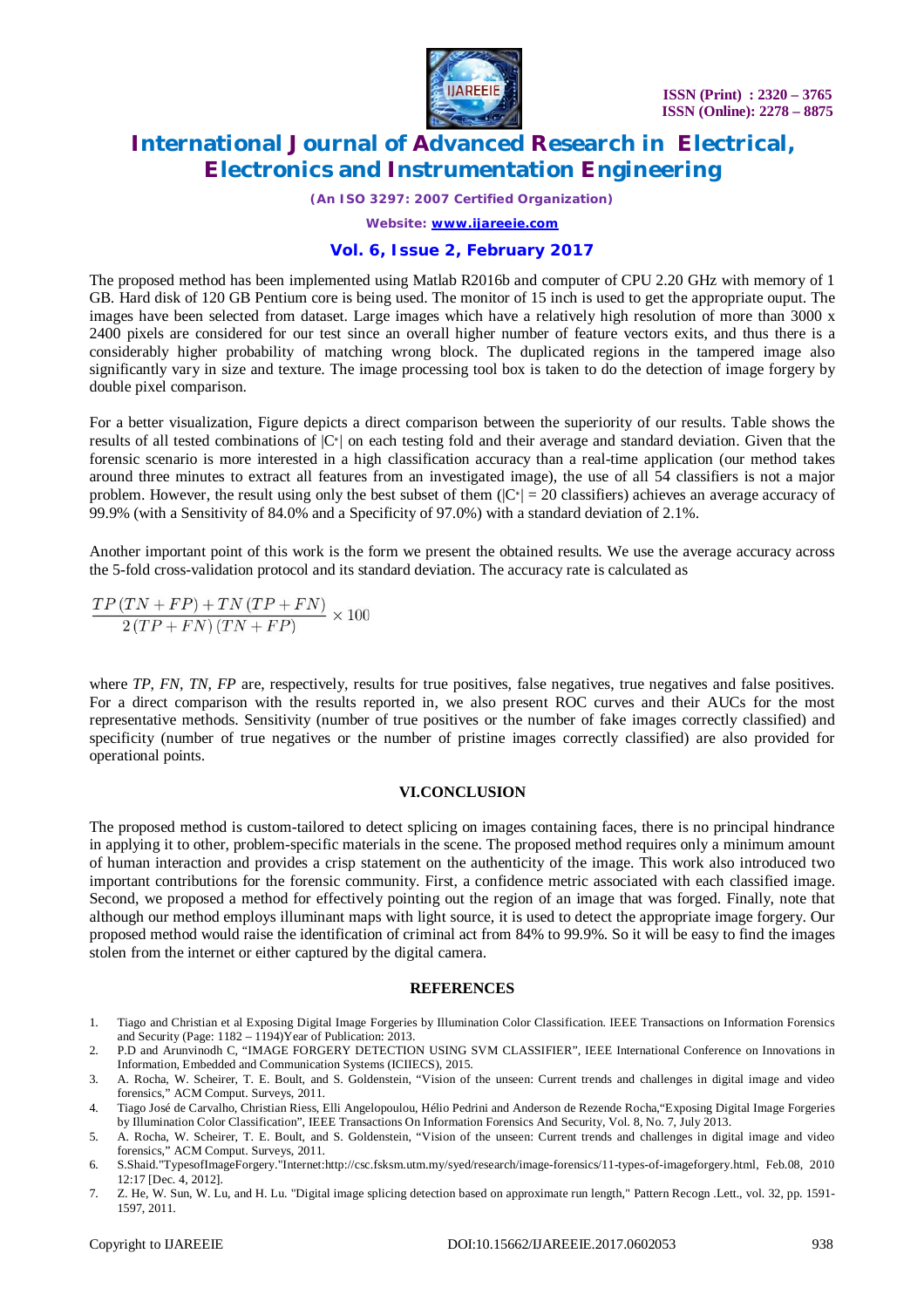The proposed method has been implemented using Matlab R2016b and computer of CPU 2.20 GHz with memory of 1 GB. Hard disk of 120 GB Pentium core is being used. The monitor of 15 inch is used to get the appropriate ouput. The images have been selected from dataset. Large images which have a relatively high resolution of more than 3000 x 2400 pixels are considered for our test since an overall higher number of feature vectors exits, and thus there is a considerably higher probability of matching wrong block. The duplicated regions in the tampered image also significantly vary in size and texture. The image processing tool box is taken to do the detection of image forgery by double pixel comparison.

For a better visualization, Figure depicts a direct comparison between the superiority of our results. Table shows the results of all tested combinations of $|C^*|$ on each testing fold and their average and standard deviation. Given that the forensic scenario is more interested in a high classification accuracy than a real-time application (our method takes around three minutes to extract all features from an investigated image), the use of all 54 classifiers is not a major problem. However, the result using only the best subset of them ($|C^*| = 20$ classifiers) achieves an average accuracy of 99.9% (with a Sensitivity of 84.0% and a Specificity of 97.0%) with a standard deviation of 2.1%.

Another important point of this work is the form we present the obtained results. We use the average accuracy across the 5-fold cross-validation protocol and its standard deviation. The accuracy rate is calculated as

$$\frac{TP\,(TN + FP) + TN\,(TP + FN)}{2\,(TP + FN)\,(TN + FP)} \times 100$$

where *TP*, *FN*, *TN*, *FP* are, respectively, results for true positives, false negatives, true negatives and false positives. For a direct comparison with the results reported in, we also present ROC curves and their AUCs for the most representative methods. Sensitivity (number of true positives or the number of fake images correctly classified) and specificity (number of true negatives or the number of pristine images correctly classified) are also provided for operational points.

## VI.CONCLUSION

The proposed method is custom-tailored to detect splicing on images containing faces, there is no principal hindrance in applying it to other, problem-specific materials in the scene. The proposed method requires only a minimum amount of human interaction and provides a crisp statement on the authenticity of the image. This work also introduced two important contributions for the forensic community. First, a confidence metric associated with each classified image. Second, we proposed a method for effectively pointing out the region of an image that was forged. Finally, note that although our method employs illuminant maps with light source, it is used to detect the appropriate image forgery. Our proposed method would raise the identification of criminal act from 84% to 99.9%. So it will be easy to find the images stolen from the internet or either captured by the digital camera.

## REFERENCES

1. Tiago and Christian et al Exposing Digital Image Forgeries by Illumination Color Classification. IEEE Transactions on Information Forensics and Security (Page: 1182 – 1194)Year of Publication: 2013.
2. P.D and Arunvinodh C, "IMAGE FORGERY DETECTION USING SVM CLASSIFIER", IEEE International Conference on Innovations in Information, Embedded and Communication Systems (ICIIECS), 2015.
3. A. Rocha, W. Scheirer, T. E. Boult, and S. Goldenstein, "Vision of the unseen: Current trends and challenges in digital image and video forensics," ACM Comput. Surveys, 2011.
4. Tiago José de Carvalho, Christian Riess, Elli Angelopoulou, Hélio Pedrini and Anderson de Rezende Rocha,"Exposing Digital Image Forgeries by Illumination Color Classification", IEEE Transactions On Information Forensics And Security, Vol. 8, No. 7, July 2013.
5. A. Rocha, W. Scheirer, T. E. Boult, and S. Goldenstein, "Vision of the unseen: Current trends and challenges in digital image and video forensics," ACM Comput. Surveys, 2011.
6. S.Shaid."TypesofImageForgery."Internet:http://csc.fsksm.utm.my/syed/research/image-forensics/11-types-of-imageforgery.html, Feb.08, 2010 12:17 [Dec. 4, 2012].
7. Z. He, W. Sun, W. Lu, and H. Lu. "Digital image splicing detection based on approximate run length," Pattern Recogn .Lett., vol. 32, pp. 1591-1597, 2011.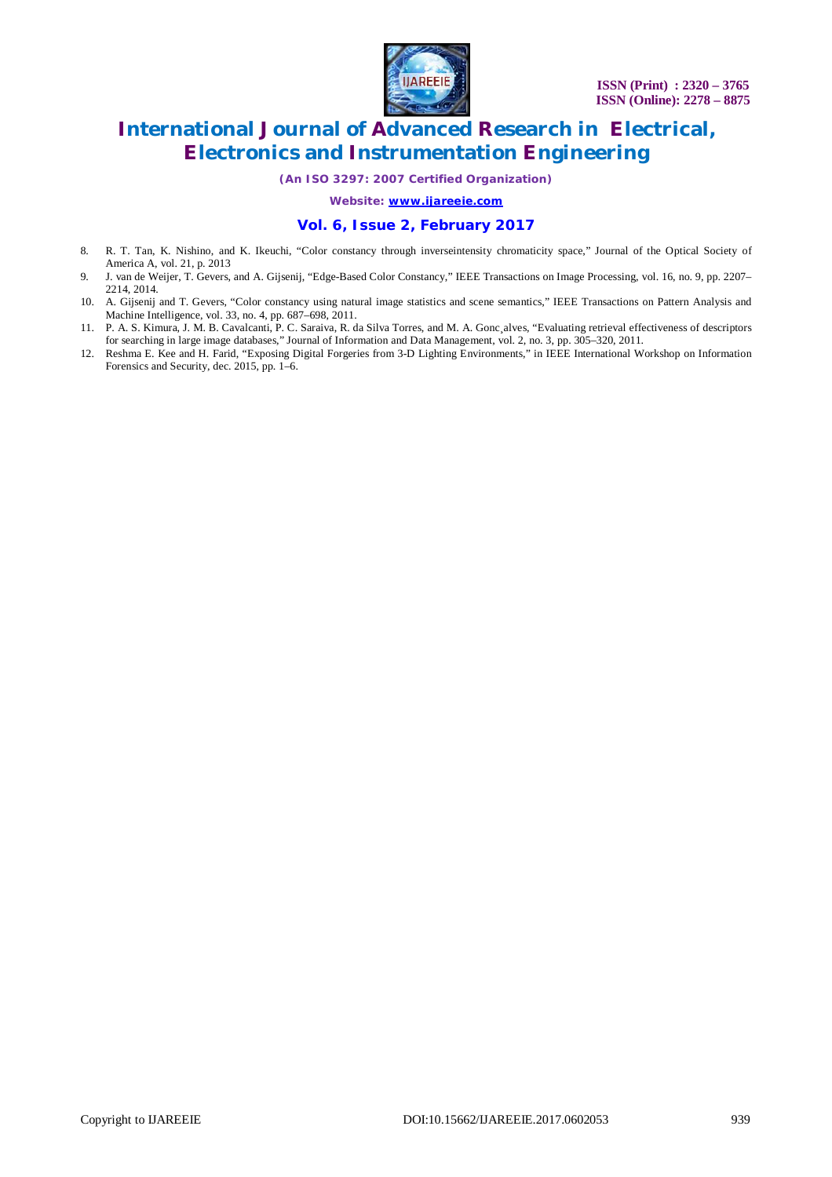8. R. T. Tan, K. Nishino, and K. Ikeuchi, "Color constancy through inverseintensity chromaticity space," Journal of the Optical Society of America A, vol. 21, p. 2013
9. J. van de Weijer, T. Gevers, and A. Gijsenij, "Edge-Based Color Constancy," IEEE Transactions on Image Processing, vol. 16, no. 9, pp. 2207–2214, 2014.
10. A. Gijsenij and T. Gevers, "Color constancy using natural image statistics and scene semantics," IEEE Transactions on Pattern Analysis and Machine Intelligence, vol. 33, no. 4, pp. 687–698, 2011.
11. P. A. S. Kimura, J. M. B. Cavalcanti, P. C. Saraiva, R. da Silva Torres, and M. A. Gonc¸alves, "Evaluating retrieval effectiveness of descriptors for searching in large image databases," Journal of Information and Data Management, vol. 2, no. 3, pp. 305–320, 2011.
12. Reshma E. Kee and H. Farid, "Exposing Digital Forgeries from 3-D Lighting Environments," in IEEE International Workshop on Information Forensics and Security, dec. 2015, pp. 1–6.